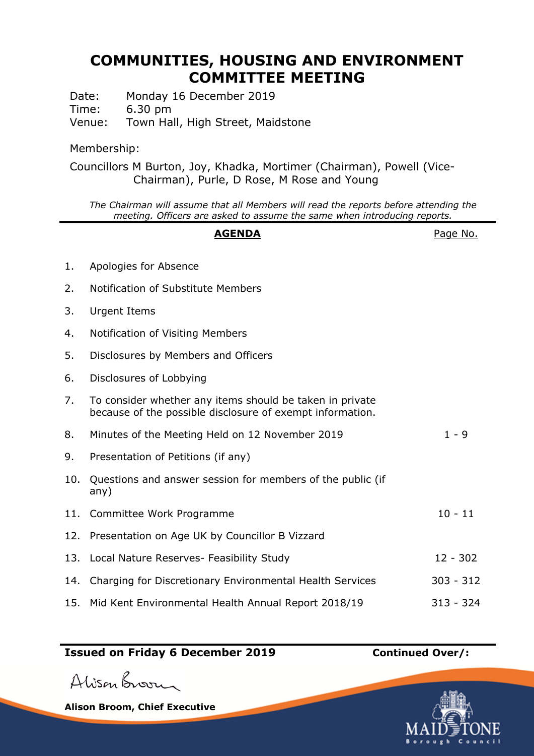# COMMUNITIES, HOUSING AND ENVIRONMENT COMMITTEE MEETING

Date: Monday 16 December 2019
Time: 6.30 pm
Venue: Town Hall, High Street, Maidstone

Membership:

Councillors M Burton, Joy, Khadka, Mortimer (Chairman), Powell (Vice-Chairman), Purle, D Rose, M Rose and Young

*The Chairman will assume that all Members will read the reports before attending the meeting. Officers are asked to assume the same when introducing reports.*

| | **AGENDA** | Page No. |
|---|---|---|
| 1. | Apologies for Absence | |
| 2. | Notification of Substitute Members | |
| 3. | Urgent Items | |
| 4. | Notification of Visiting Members | |
| 5. | Disclosures by Members and Officers | |
| 6. | Disclosures of Lobbying | |
| 7. | To consider whether any items should be taken in private because of the possible disclosure of exempt information. | |
| 8. | Minutes of the Meeting Held on 12 November 2019 | 1 - 9 |
| 9. | Presentation of Petitions (if any) | |
| 10. | Questions and answer session for members of the public (if any) | |
| 11. | Committee Work Programme | 10 - 11 |
| 12. | Presentation on Age UK by Councillor B Vizzard | |
| 13. | Local Nature Reserves- Feasibility Study | 12 - 302 |
| 14. | Charging for Discretionary Environmental Health Services | 303 - 312 |
| 15. | Mid Kent Environmental Health Annual Report 2018/19 | 313 - 324 |

**Issued on Friday 6 December 2019** **Continued Over/:**

Alison Broom

**Alison Broom, Chief Executive**

MAIDSTONE Borough Council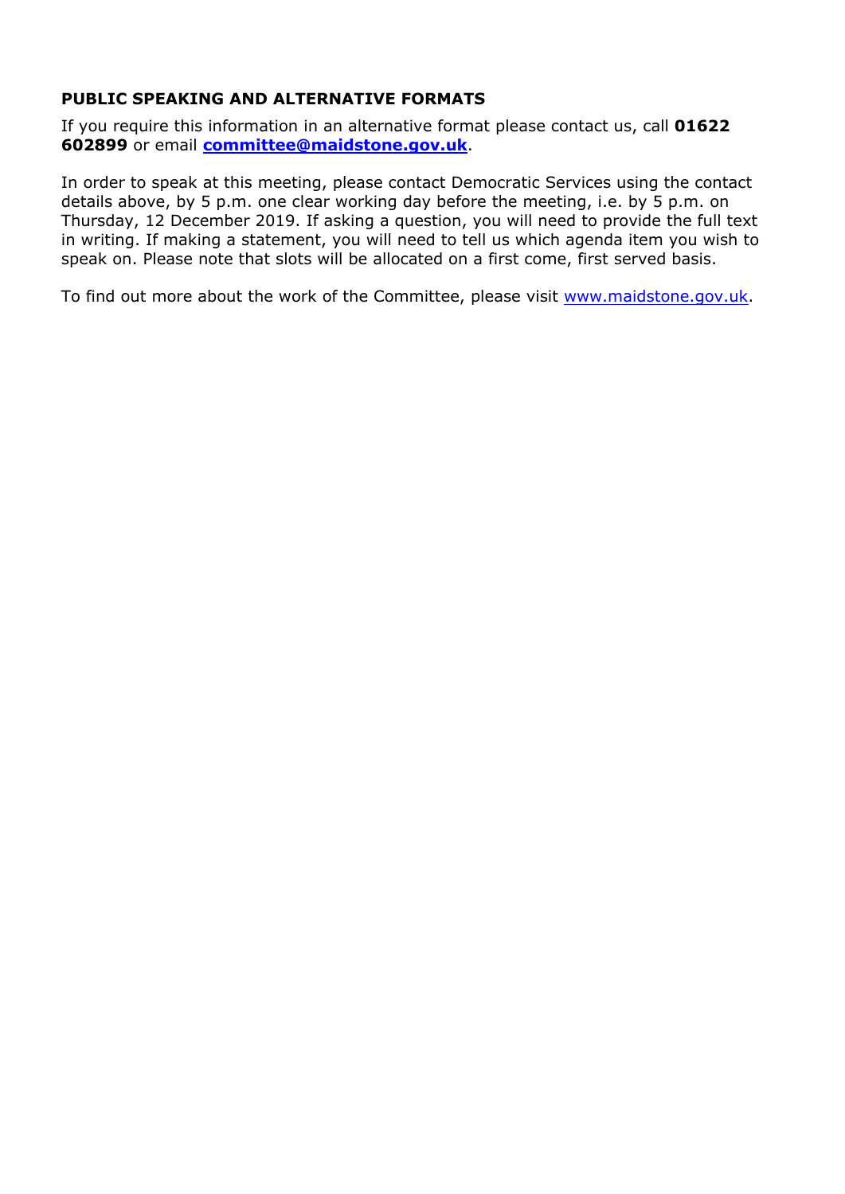**PUBLIC SPEAKING AND ALTERNATIVE FORMATS**

If you require this information in an alternative format please contact us, call **01622 602899** or email **committee@maidstone.gov.uk**.

In order to speak at this meeting, please contact Democratic Services using the contact details above, by 5 p.m. one clear working day before the meeting, i.e. by 5 p.m. on Thursday, 12 December 2019. If asking a question, you will need to provide the full text in writing. If making a statement, you will need to tell us which agenda item you wish to speak on. Please note that slots will be allocated on a first come, first served basis.

To find out more about the work of the Committee, please visit www.maidstone.gov.uk.